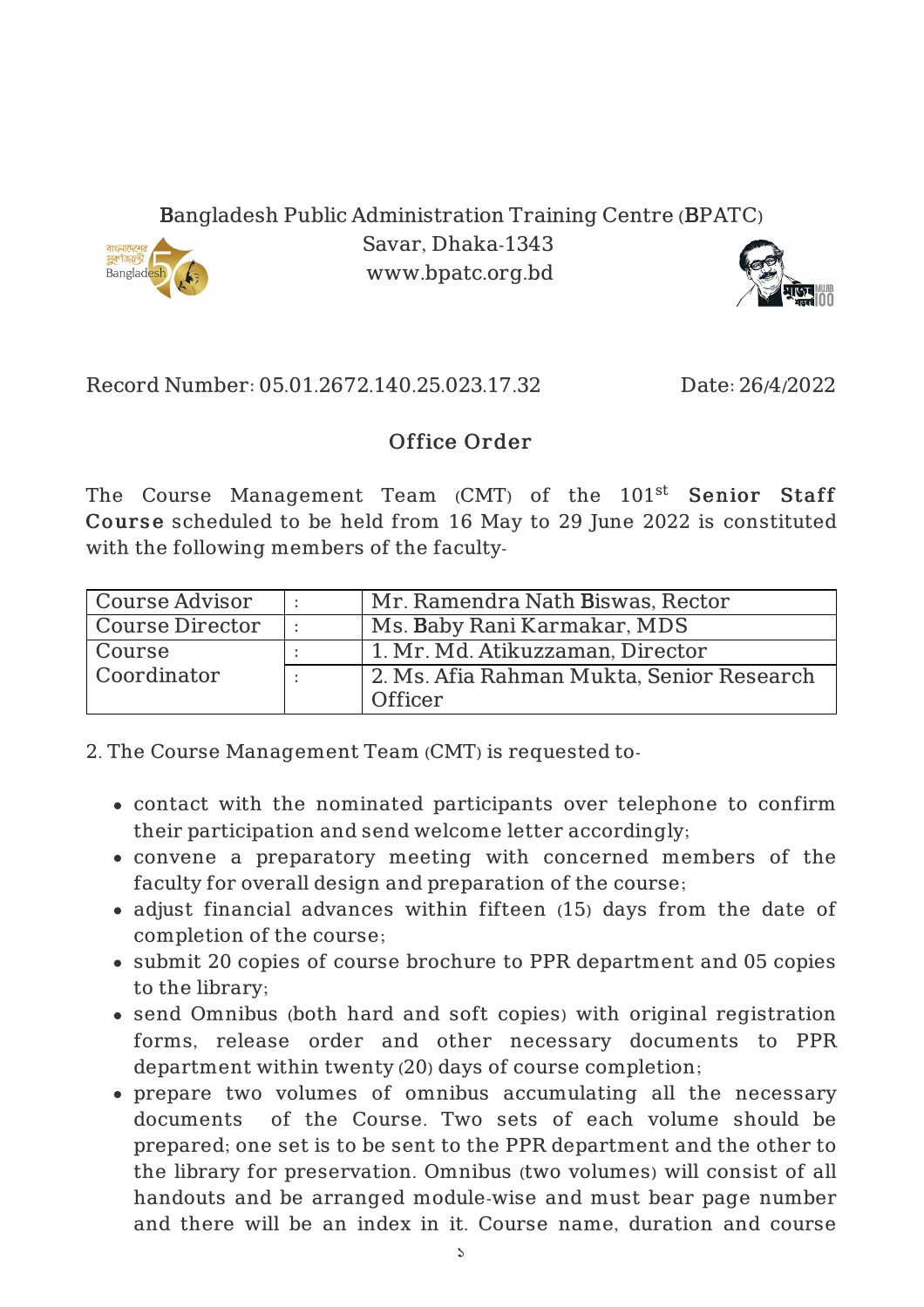Bangladesh Public Administration Training Centre (BPATC)
Savar, Dhaka-1343
www.bpatc.org.bd

Record Number: 05.01.2672.140.25.023.17.32 Date: 26/4/2022

## Office Order

The Course Management Team (CMT) of the 101st **Senior Staff Course** scheduled to be held from 16 May to 29 June 2022 is constituted with the following members of the faculty-

| Course Advisor | : | Mr. Ramendra Nath Biswas, Rector |
|---|---|---|
| Course Director | : | Ms. Baby Rani Karmakar, MDS |
| Course Coordinator | : | 1. Mr. Md. Atikuzzaman, Director |
| | : | 2. Ms. Afia Rahman Mukta, Senior Research Officer |

2. The Course Management Team (CMT) is requested to-

- contact with the nominated participants over telephone to confirm their participation and send welcome letter accordingly;
- convene a preparatory meeting with concerned members of the faculty for overall design and preparation of the course;
- adjust financial advances within fifteen (15) days from the date of completion of the course;
- submit 20 copies of course brochure to PPR department and 05 copies to the library;
- send Omnibus (both hard and soft copies) with original registration forms, release order and other necessary documents to PPR department within twenty (20) days of course completion;
- prepare two volumes of omnibus accumulating all the necessary documents of the Course. Two sets of each volume should be prepared; one set is to be sent to the PPR department and the other to the library for preservation. Omnibus (two volumes) will consist of all handouts and be arranged module-wise and must bear page number and there will be an index in it. Course name, duration and course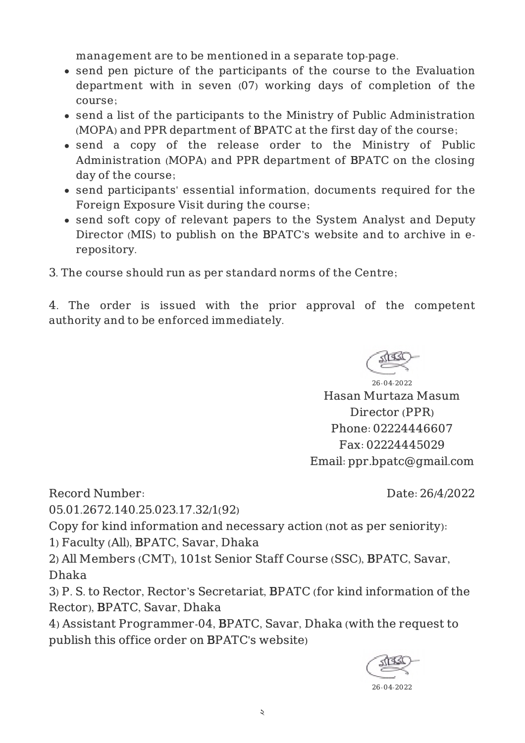management are to be mentioned in a separate top-page.

- send pen picture of the participants of the course to the Evaluation department with in seven (07) working days of completion of the course;
- send a list of the participants to the Ministry of Public Administration (MOPA) and PPR department of BPATC at the first day of the course;
- send a copy of the release order to the Ministry of Public Administration (MOPA) and PPR department of BPATC on the closing day of the course;
- send participants' essential information, documents required for the Foreign Exposure Visit during the course;
- send soft copy of relevant papers to the System Analyst and Deputy Director (MIS) to publish on the BPATC's website and to archive in e-repository.

3. The course should run as per standard norms of the Centre;

4. The order is issued with the prior approval of the competent authority and to be enforced immediately.

26-04-2022
Hasan Murtaza Masum
Director (PPR)
Phone: 02224446607
Fax: 02224445029
Email: ppr.bpatc@gmail.com

Record Number: 05.01.2672.140.25.023.17.32/1(92)

Date: 26/4/2022

Copy for kind information and necessary action (not as per seniority):

1) Faculty (All), BPATC, Savar, Dhaka
2) All Members (CMT), 101st Senior Staff Course (SSC), BPATC, Savar, Dhaka
3) P. S. to Rector, Rector's Secretariat, BPATC (for kind information of the Rector), BPATC, Savar, Dhaka
4) Assistant Programmer-04, BPATC, Savar, Dhaka (with the request to publish this office order on BPATC's website)

26-04-2022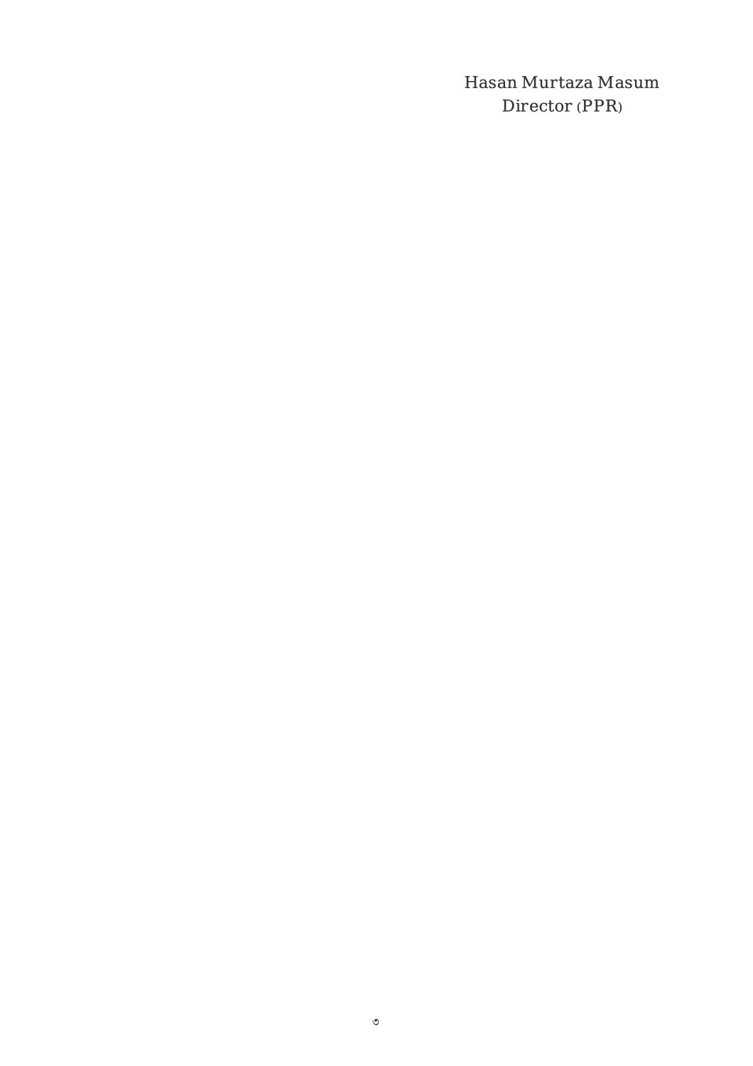Hasan Murtaza Masum
Director (PPR)